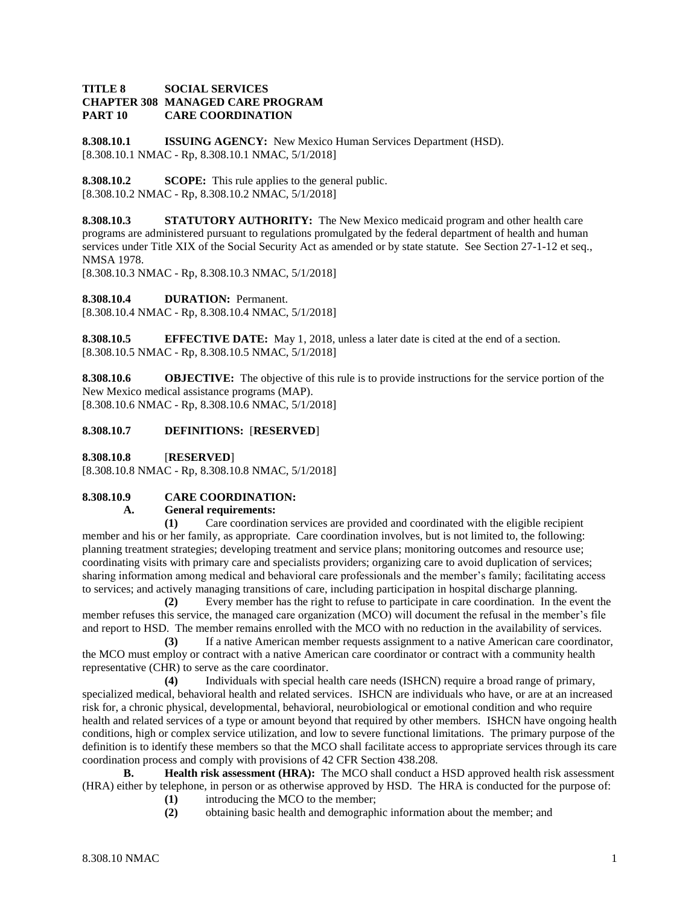**TITLE 8 SOCIAL SERVICES**
**CHAPTER 308 MANAGED CARE PROGRAM**
**PART 10 CARE COORDINATION**

**8.308.10.1 ISSUING AGENCY:** New Mexico Human Services Department (HSD).
[8.308.10.1 NMAC - Rp, 8.308.10.1 NMAC, 5/1/2018]

**8.308.10.2 SCOPE:** This rule applies to the general public.
[8.308.10.2 NMAC - Rp, 8.308.10.2 NMAC, 5/1/2018]

**8.308.10.3 STATUTORY AUTHORITY:** The New Mexico medicaid program and other health care programs are administered pursuant to regulations promulgated by the federal department of health and human services under Title XIX of the Social Security Act as amended or by state statute. See Section 27-1-12 et seq., NMSA 1978.
[8.308.10.3 NMAC - Rp, 8.308.10.3 NMAC, 5/1/2018]

**8.308.10.4 DURATION:** Permanent.
[8.308.10.4 NMAC - Rp, 8.308.10.4 NMAC, 5/1/2018]

**8.308.10.5 EFFECTIVE DATE:** May 1, 2018, unless a later date is cited at the end of a section.
[8.308.10.5 NMAC - Rp, 8.308.10.5 NMAC, 5/1/2018]

**8.308.10.6 OBJECTIVE:** The objective of this rule is to provide instructions for the service portion of the New Mexico medical assistance programs (MAP).
[8.308.10.6 NMAC - Rp, 8.308.10.6 NMAC, 5/1/2018]

**8.308.10.7 DEFINITIONS:** [**RESERVED**]

**8.308.10.8** [**RESERVED**]
[8.308.10.8 NMAC - Rp, 8.308.10.8 NMAC, 5/1/2018]

**8.308.10.9 CARE COORDINATION:**

**A. General requirements:**

**(1)** Care coordination services are provided and coordinated with the eligible recipient member and his or her family, as appropriate. Care coordination involves, but is not limited to, the following: planning treatment strategies; developing treatment and service plans; monitoring outcomes and resource use; coordinating visits with primary care and specialists providers; organizing care to avoid duplication of services; sharing information among medical and behavioral care professionals and the member's family; facilitating access to services; and actively managing transitions of care, including participation in hospital discharge planning.

**(2)** Every member has the right to refuse to participate in care coordination. In the event the member refuses this service, the managed care organization (MCO) will document the refusal in the member's file and report to HSD. The member remains enrolled with the MCO with no reduction in the availability of services.

**(3)** If a native American member requests assignment to a native American care coordinator, the MCO must employ or contract with a native American care coordinator or contract with a community health representative (CHR) to serve as the care coordinator.

**(4)** Individuals with special health care needs (ISHCN) require a broad range of primary, specialized medical, behavioral health and related services. ISHCN are individuals who have, or are at an increased risk for, a chronic physical, developmental, behavioral, neurobiological or emotional condition and who require health and related services of a type or amount beyond that required by other members. ISHCN have ongoing health conditions, high or complex service utilization, and low to severe functional limitations. The primary purpose of the definition is to identify these members so that the MCO shall facilitate access to appropriate services through its care coordination process and comply with provisions of 42 CFR Section 438.208.

**B. Health risk assessment (HRA):** The MCO shall conduct a HSD approved health risk assessment (HRA) either by telephone, in person or as otherwise approved by HSD. The HRA is conducted for the purpose of:

**(1)** introducing the MCO to the member;

**(2)** obtaining basic health and demographic information about the member; and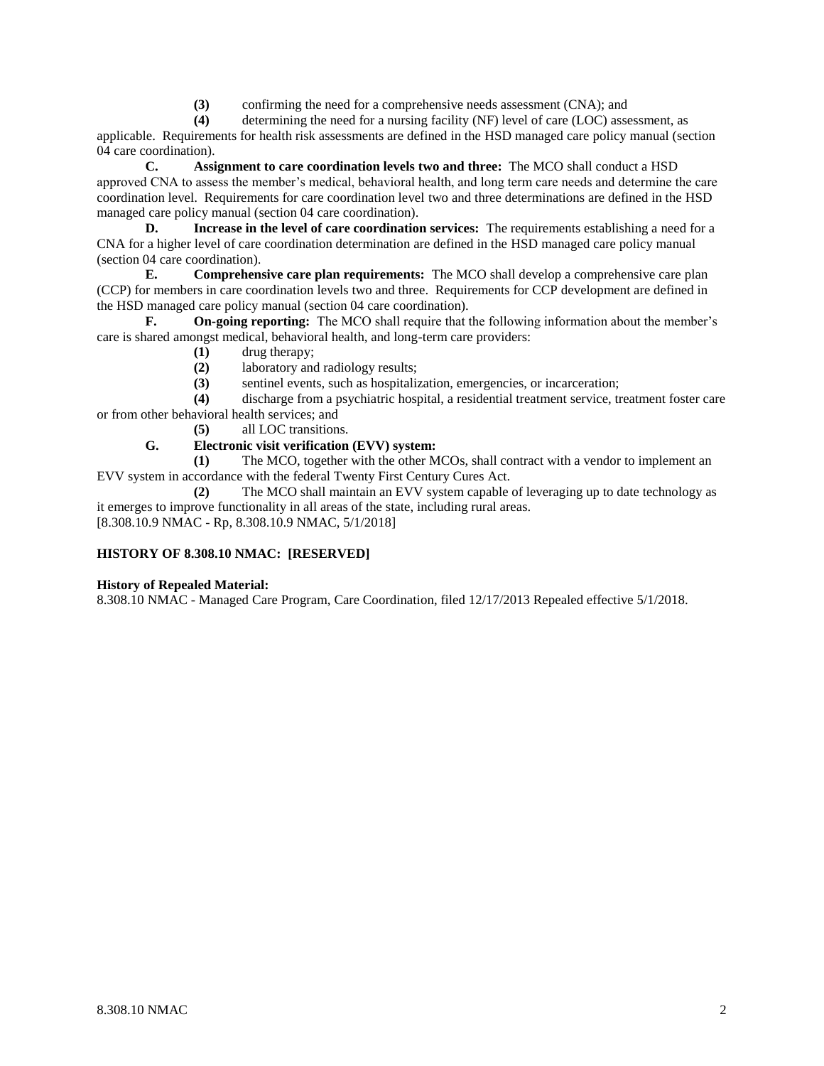**(3)** confirming the need for a comprehensive needs assessment (CNA); and

**(4)** determining the need for a nursing facility (NF) level of care (LOC) assessment, as applicable. Requirements for health risk assessments are defined in the HSD managed care policy manual (section 04 care coordination).

**C. Assignment to care coordination levels two and three:** The MCO shall conduct a HSD approved CNA to assess the member's medical, behavioral health, and long term care needs and determine the care coordination level. Requirements for care coordination level two and three determinations are defined in the HSD managed care policy manual (section 04 care coordination).

**D. Increase in the level of care coordination services:** The requirements establishing a need for a CNA for a higher level of care coordination determination are defined in the HSD managed care policy manual (section 04 care coordination).

**E. Comprehensive care plan requirements:** The MCO shall develop a comprehensive care plan (CCP) for members in care coordination levels two and three. Requirements for CCP development are defined in the HSD managed care policy manual (section 04 care coordination).

**F. On-going reporting:** The MCO shall require that the following information about the member's care is shared amongst medical, behavioral health, and long-term care providers:

**(1)** drug therapy;

**(2)** laboratory and radiology results;

**(3)** sentinel events, such as hospitalization, emergencies, or incarceration;

**(4)** discharge from a psychiatric hospital, a residential treatment service, treatment foster care or from other behavioral health services; and

**(5)** all LOC transitions.

**G. Electronic visit verification (EVV) system:**

**(1)** The MCO, together with the other MCOs, shall contract with a vendor to implement an EVV system in accordance with the federal Twenty First Century Cures Act.

**(2)** The MCO shall maintain an EVV system capable of leveraging up to date technology as it emerges to improve functionality in all areas of the state, including rural areas.

[8.308.10.9 NMAC - Rp, 8.308.10.9 NMAC, 5/1/2018]

**HISTORY OF 8.308.10 NMAC: [RESERVED]**

**History of Repealed Material:**

8.308.10 NMAC - Managed Care Program, Care Coordination, filed 12/17/2013 Repealed effective 5/1/2018.